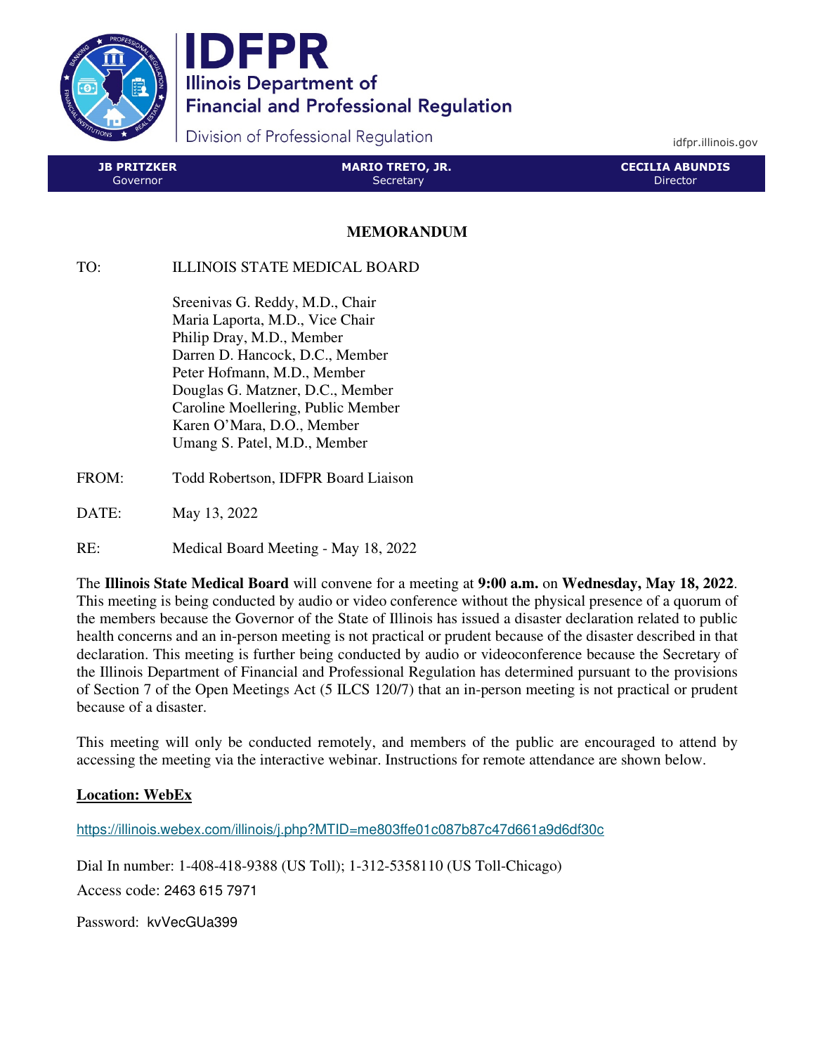# IDFPR

**Illinois Department of Financial and Professional Regulation**

Division of Professional Regulation

idfpr.illinois.gov

| **JB PRITZKER** Governor | **MARIO TRETO, JR.** Secretary | **CECILIA ABUNDIS** Director |
|---|---|---|

## MEMORANDUM

TO: ILLINOIS STATE MEDICAL BOARD

Sreenivas G. Reddy, M.D., Chair
Maria Laporta, M.D., Vice Chair
Philip Dray, M.D., Member
Darren D. Hancock, D.C., Member
Peter Hofmann, M.D., Member
Douglas G. Matzner, D.C., Member
Caroline Moellering, Public Member
Karen O'Mara, D.O., Member
Umang S. Patel, M.D., Member

FROM: Todd Robertson, IDFPR Board Liaison

DATE: May 13, 2022

RE: Medical Board Meeting - May 18, 2022

The **Illinois State Medical Board** will convene for a meeting at **9:00 a.m.** on **Wednesday, May 18, 2022**. This meeting is being conducted by audio or video conference without the physical presence of a quorum of the members because the Governor of the State of Illinois has issued a disaster declaration related to public health concerns and an in-person meeting is not practical or prudent because of the disaster described in that declaration. This meeting is further being conducted by audio or videoconference because the Secretary of the Illinois Department of Financial and Professional Regulation has determined pursuant to the provisions of Section 7 of the Open Meetings Act (5 ILCS 120/7) that an in-person meeting is not practical or prudent because of a disaster.

This meeting will only be conducted remotely, and members of the public are encouraged to attend by accessing the meeting via the interactive webinar. Instructions for remote attendance are shown below.

**Location: WebEx**

https://illinois.webex.com/illinois/j.php?MTID=me803ffe01c087b87c47d661a9d6df30c

Dial In number: 1-408-418-9388 (US Toll); 1-312-5358110 (US Toll-Chicago)

Access code: 2463 615 7971

Password: kvVecGUa399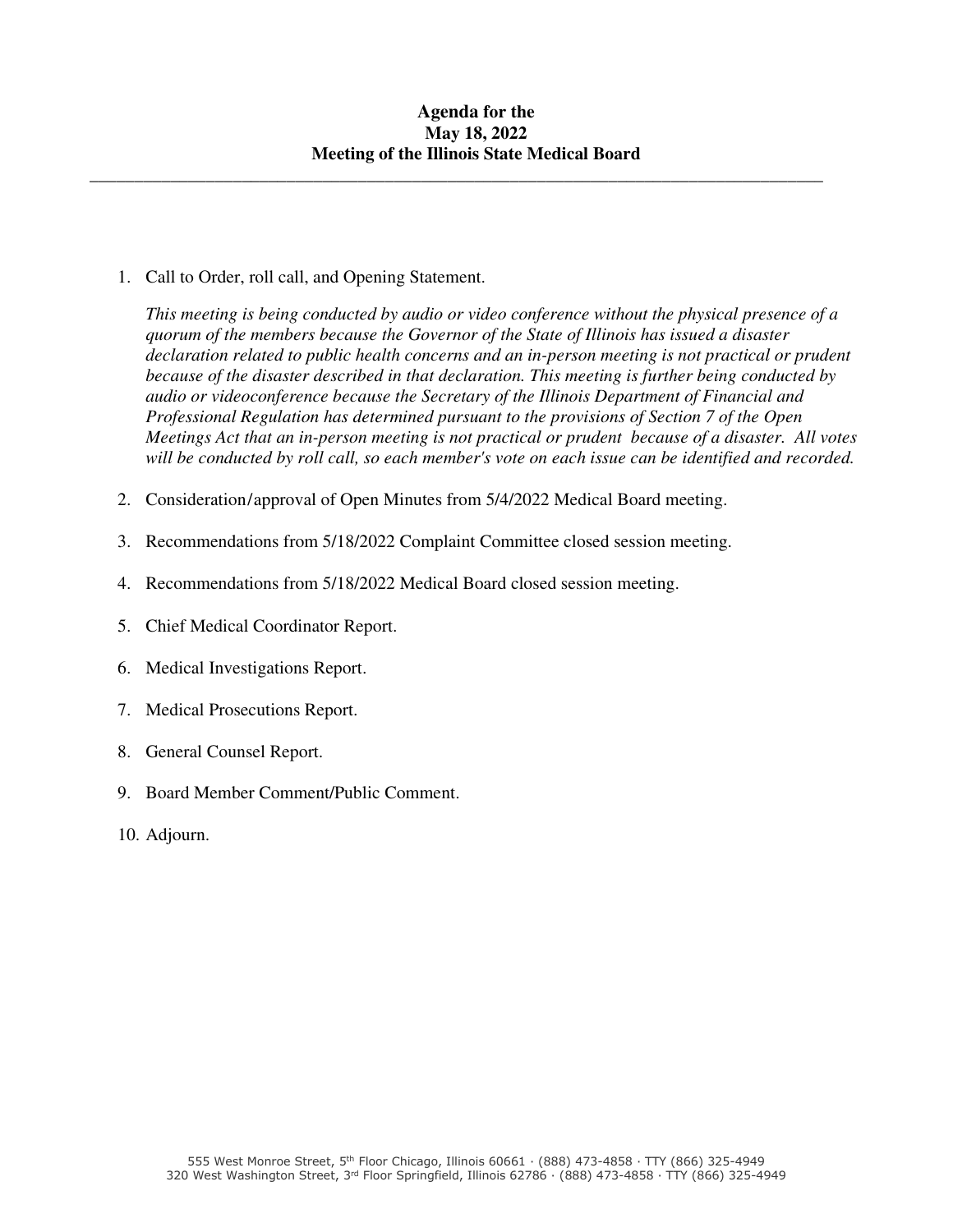**Agenda for the**
**May 18, 2022**
**Meeting of the Illinois State Medical Board**

---

1. Call to Order, roll call, and Opening Statement.

   *This meeting is being conducted by audio or video conference without the physical presence of a quorum of the members because the Governor of the State of Illinois has issued a disaster declaration related to public health concerns and an in-person meeting is not practical or prudent because of the disaster described in that declaration. This meeting is further being conducted by audio or videoconference because the Secretary of the Illinois Department of Financial and Professional Regulation has determined pursuant to the provisions of Section 7 of the Open Meetings Act that an in-person meeting is not practical or prudent because of a disaster. All votes will be conducted by roll call, so each member's vote on each issue can be identified and recorded.*

2. Consideration/approval of Open Minutes from 5/4/2022 Medical Board meeting.

3. Recommendations from 5/18/2022 Complaint Committee closed session meeting.

4. Recommendations from 5/18/2022 Medical Board closed session meeting.

5. Chief Medical Coordinator Report.

6. Medical Investigations Report.

7. Medical Prosecutions Report.

8. General Counsel Report.

9. Board Member Comment/Public Comment.

10. Adjourn.

555 West Monroe Street, 5th Floor Chicago, Illinois 60661 · (888) 473-4858 · TTY (866) 325-4949
320 West Washington Street, 3rd Floor Springfield, Illinois 62786 · (888) 473-4858 · TTY (866) 325-4949